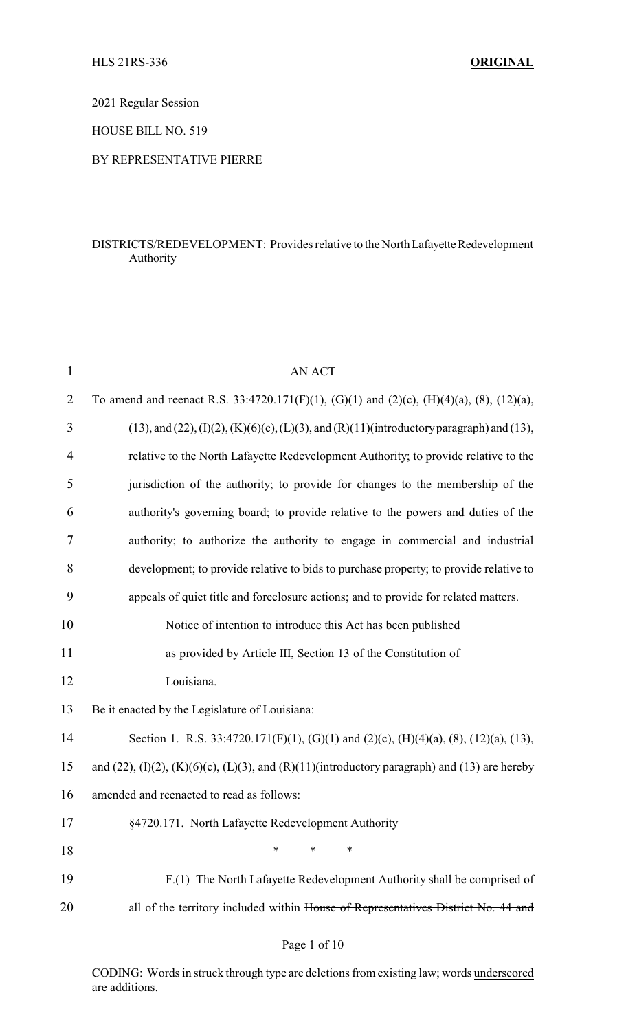HLS 21RS-336 **ORIGINAL**

2021 Regular Session

HOUSE BILL NO. 519

BY REPRESENTATIVE PIERRE

DISTRICTS/REDEVELOPMENT: Provides relative to the North Lafayette Redevelopment Authority

AN ACT

To amend and reenact R.S. 33:4720.171(F)(1), (G)(1) and (2)(c), (H)(4)(a), (8), (12)(a), (13), and (22), (I)(2), (K)(6)(c), (L)(3), and (R)(11)(introductory paragraph) and (13), relative to the North Lafayette Redevelopment Authority; to provide relative to the jurisdiction of the authority; to provide for changes to the membership of the authority's governing board; to provide relative to the powers and duties of the authority; to authorize the authority to engage in commercial and industrial development; to provide relative to bids to purchase property; to provide relative to appeals of quiet title and foreclosure actions; and to provide for related matters.

Notice of intention to introduce this Act has been published as provided by Article III, Section 13 of the Constitution of Louisiana.

Be it enacted by the Legislature of Louisiana:

Section 1. R.S. 33:4720.171(F)(1), (G)(1) and (2)(c), (H)(4)(a), (8), (12)(a), (13), and (22), (I)(2), (K)(6)(c), (L)(3), and (R)(11)(introductory paragraph) and (13) are hereby amended and reenacted to read as follows:

§4720.171. North Lafayette Redevelopment Authority

\* \* \*

F.(1) The North Lafayette Redevelopment Authority shall be comprised of all of the territory included within ~~House of Representatives District No. 44 and~~

CODING: Words in ~~struck through~~ type are deletions from existing law; words underscored are additions.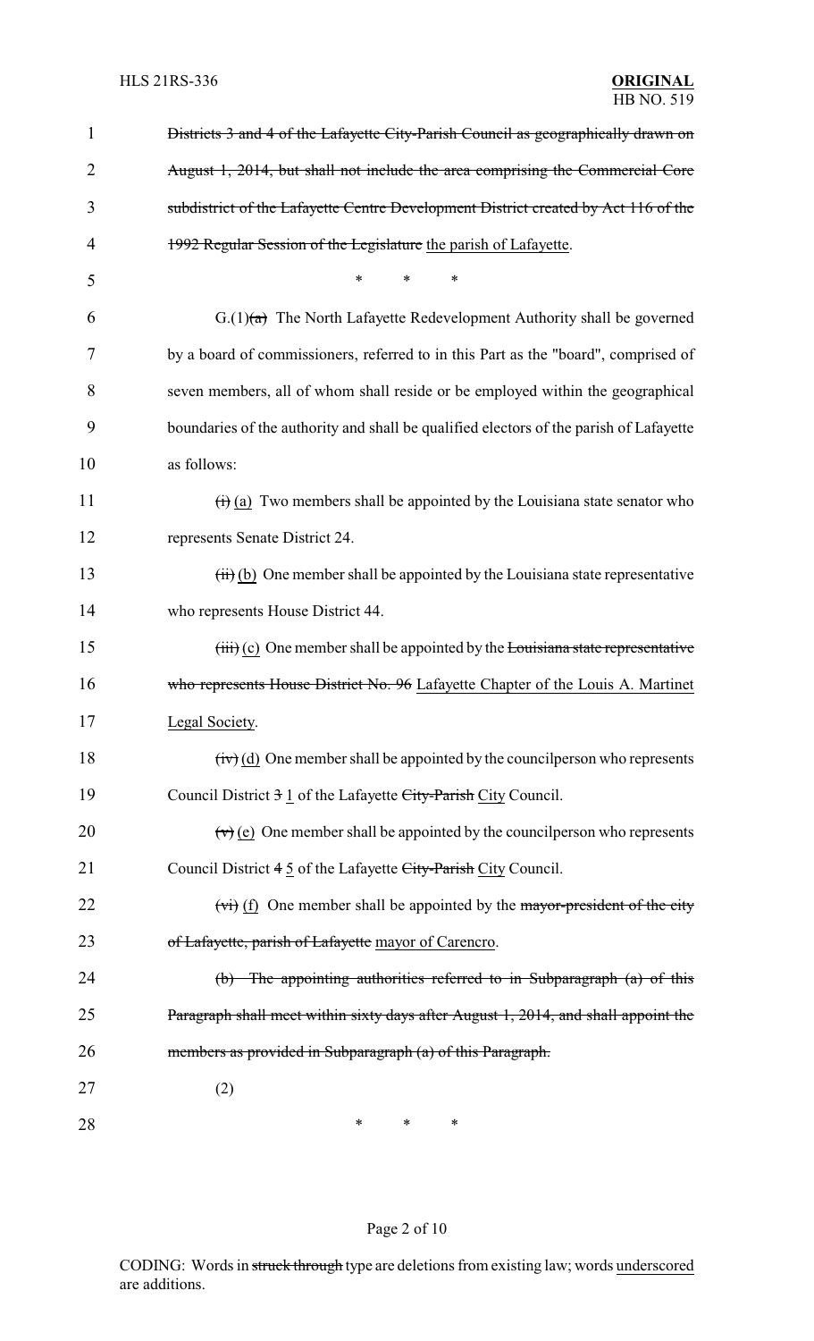~~Districts 3 and 4 of the Lafayette City-Parish Council as geographically drawn on August 1, 2014, but shall not include the area comprising the Commercial Core subdistrict of the Lafayette Centre Development District created by Act 116 of the 1992 Regular Session of the Legislature~~ <u>the parish of Lafayette</u>.

\* \* \*

G.(1)~~(a)~~ The North Lafayette Redevelopment Authority shall be governed by a board of commissioners, referred to in this Part as the "board", comprised of seven members, all of whom shall reside or be employed within the geographical boundaries of the authority and shall be qualified electors of the parish of Lafayette as follows:

~~(i)~~ <u>(a)</u> Two members shall be appointed by the Louisiana state senator who represents Senate District 24.

~~(ii)~~ <u>(b)</u> One member shall be appointed by the Louisiana state representative who represents House District 44.

~~(iii)~~ <u>(c)</u> One member shall be appointed by the ~~Louisiana state representative who represents House District No. 96~~ <u>Lafayette Chapter of the Louis A. Martinet Legal Society</u>.

~~(iv)~~ <u>(d)</u> One member shall be appointed by the councilperson who represents Council District ~~3~~ <u>1</u> of the Lafayette ~~City-Parish~~ <u>City</u> Council.

~~(v)~~ <u>(e)</u> One member shall be appointed by the councilperson who represents Council District ~~4~~ <u>5</u> of the Lafayette ~~City-Parish~~ <u>City</u> Council.

~~(vi)~~ <u>(f)</u> One member shall be appointed by the ~~mayor-president of the city of Lafayette, parish of Lafayette~~ <u>mayor of Carencro</u>.

~~(b) The appointing authorities referred to in Subparagraph (a) of this Paragraph shall meet within sixty days after August 1, 2014, and shall appoint the members as provided in Subparagraph (a) of this Paragraph.~~

(2)

\* \* \*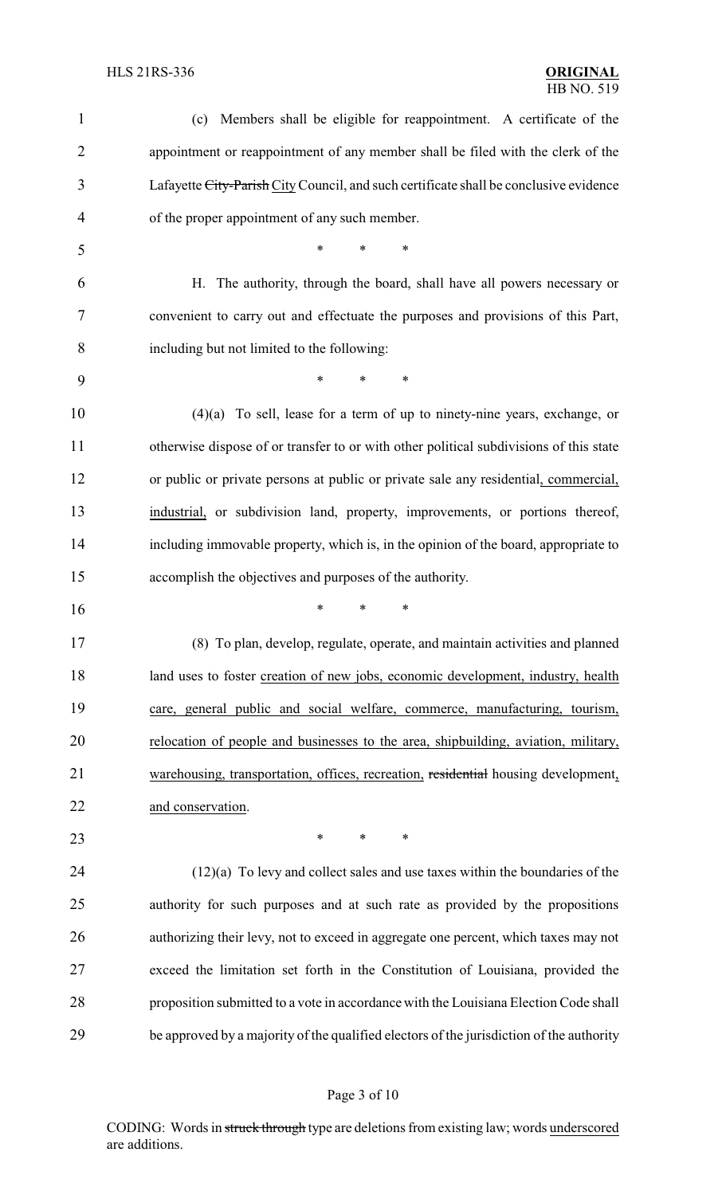(c) Members shall be eligible for reappointment. A certificate of the appointment or reappointment of any member shall be filed with the clerk of the Lafayette ~~City-Parish~~ <u>City</u> Council, and such certificate shall be conclusive evidence of the proper appointment of any such member.

\* \* \*

H. The authority, through the board, shall have all powers necessary or convenient to carry out and effectuate the purposes and provisions of this Part, including but not limited to the following:

\* \* \*

(4)(a) To sell, lease for a term of up to ninety-nine years, exchange, or otherwise dispose of or transfer to or with other political subdivisions of this state or public or private persons at public or private sale any residential<u>, commercial, industrial,</u> or subdivision land, property, improvements, or portions thereof, including immovable property, which is, in the opinion of the board, appropriate to accomplish the objectives and purposes of the authority.

\* \* \*

(8) To plan, develop, regulate, operate, and maintain activities and planned land uses to foster <u>creation of new jobs, economic development, industry, health care, general public and social welfare, commerce, manufacturing, tourism, relocation of people and businesses to the area, shipbuilding, aviation, military, warehousing, transportation, offices, recreation,</u> ~~residential~~ housing development<u>, and conservation</u>.

\* \* \*

(12)(a) To levy and collect sales and use taxes within the boundaries of the authority for such purposes and at such rate as provided by the propositions authorizing their levy, not to exceed in aggregate one percent, which taxes may not exceed the limitation set forth in the Constitution of Louisiana, provided the proposition submitted to a vote in accordance with the Louisiana Election Code shall be approved by a majority of the qualified electors of the jurisdiction of the authority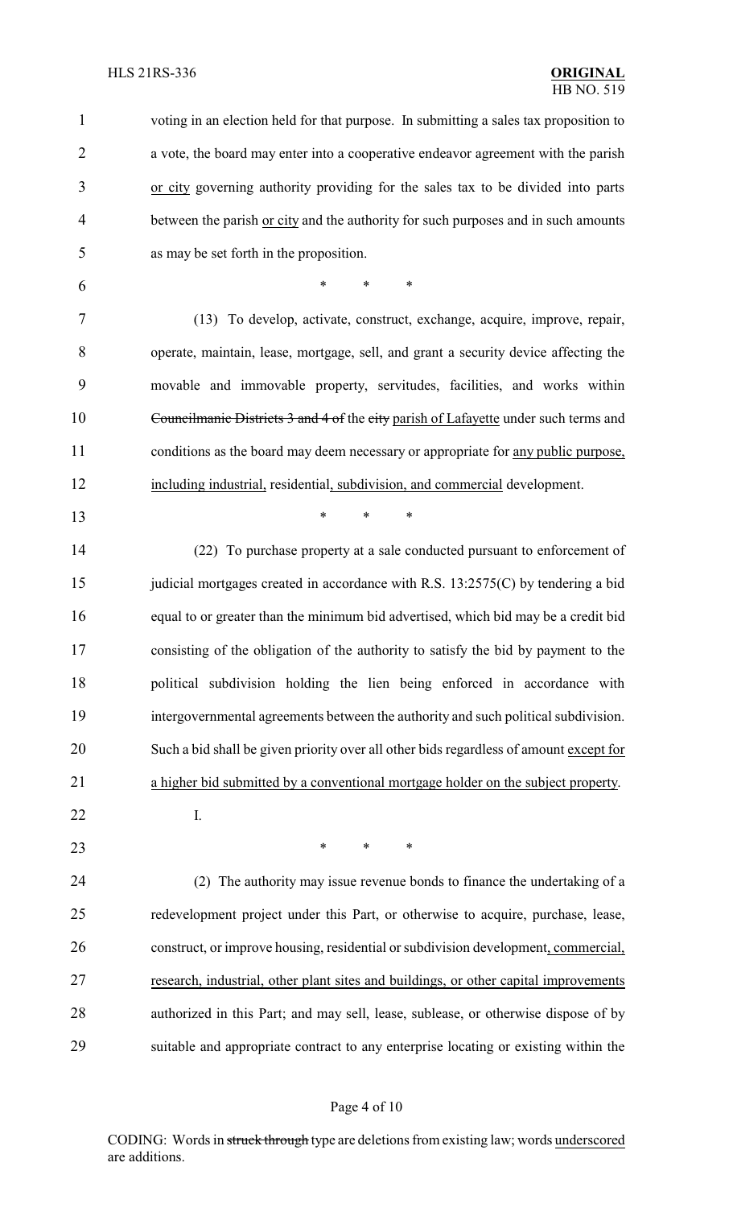voting in an election held for that purpose. In submitting a sales tax proposition to a vote, the board may enter into a cooperative endeavor agreement with the parish or city governing authority providing for the sales tax to be divided into parts between the parish or city and the authority for such purposes and in such amounts as may be set forth in the proposition.

\* \* \*

(13) To develop, activate, construct, exchange, acquire, improve, repair, operate, maintain, lease, mortgage, sell, and grant a security device affecting the movable and immovable property, servitudes, facilities, and works within ~~Councilmanic Districts 3 and 4 of~~ the ~~city~~ parish of Lafayette under such terms and conditions as the board may deem necessary or appropriate for any public purpose, including industrial, residential, subdivision, and commercial development.

\* \* \*

(22) To purchase property at a sale conducted pursuant to enforcement of judicial mortgages created in accordance with R.S. 13:2575(C) by tendering a bid equal to or greater than the minimum bid advertised, which bid may be a credit bid consisting of the obligation of the authority to satisfy the bid by payment to the political subdivision holding the lien being enforced in accordance with intergovernmental agreements between the authority and such political subdivision. Such a bid shall be given priority over all other bids regardless of amount except for a higher bid submitted by a conventional mortgage holder on the subject property.

I.

\* \* \*

(2) The authority may issue revenue bonds to finance the undertaking of a redevelopment project under this Part, or otherwise to acquire, purchase, lease, construct, or improve housing, residential or subdivision development, commercial, research, industrial, other plant sites and buildings, or other capital improvements authorized in this Part; and may sell, lease, sublease, or otherwise dispose of by suitable and appropriate contract to any enterprise locating or existing within the

CODING: Words in ~~struck through~~ type are deletions from existing law; words underscored are additions.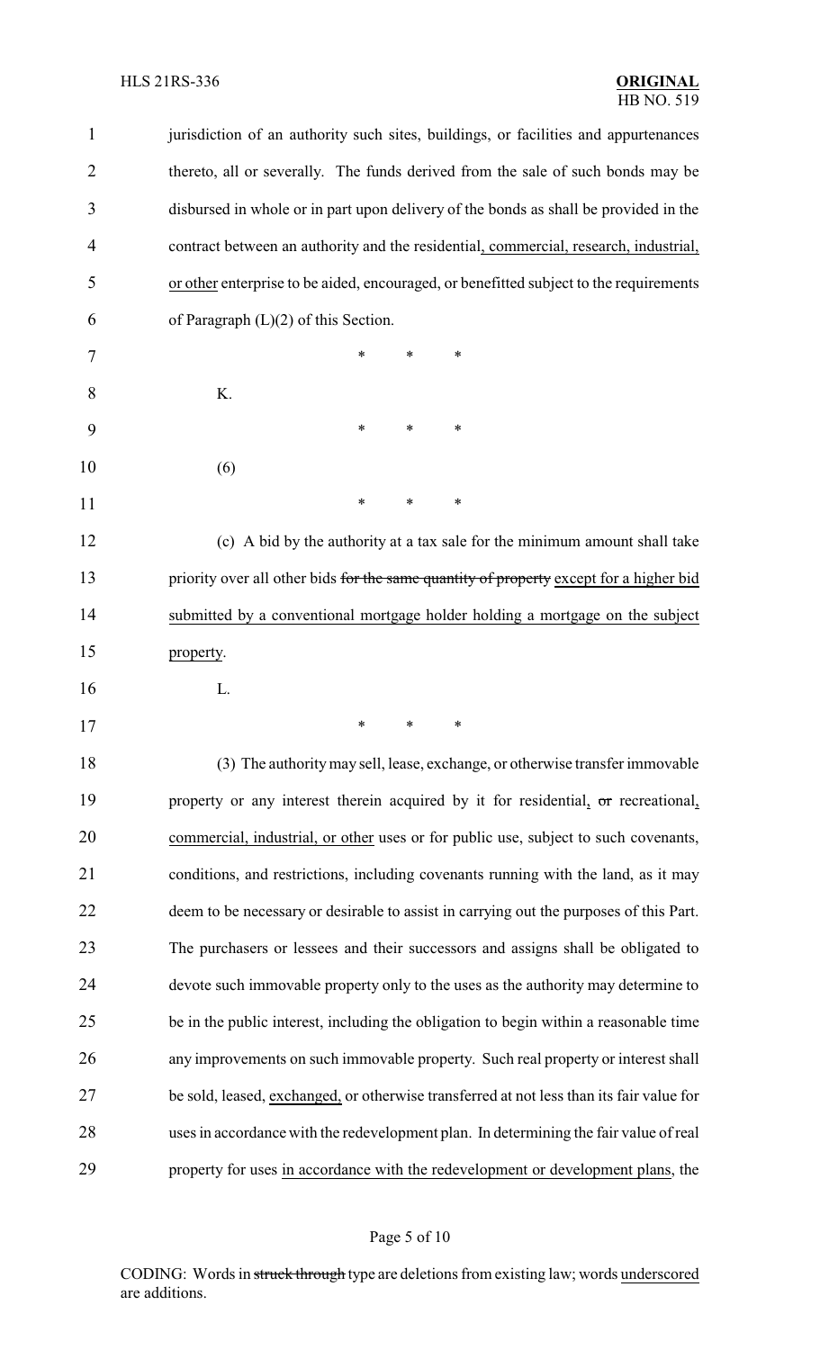jurisdiction of an authority such sites, buildings, or facilities and appurtenances thereto, all or severally. The funds derived from the sale of such bonds may be disbursed in whole or in part upon delivery of the bonds as shall be provided in the contract between an authority and the residential, commercial, research, industrial, or other enterprise to be aided, encouraged, or benefitted subject to the requirements of Paragraph (L)(2) of this Section.

\* \* \*

K.

\* \* \*

(6)

\* \* \*

(c) A bid by the authority at a tax sale for the minimum amount shall take priority over all other bids ~~for the same quantity of property~~ except for a higher bid submitted by a conventional mortgage holder holding a mortgage on the subject property.

L.

\* \* \*

(3) The authority may sell, lease, exchange, or otherwise transfer immovable property or any interest therein acquired by it for residential, ~~or~~ recreational, commercial, industrial, or other uses or for public use, subject to such covenants, conditions, and restrictions, including covenants running with the land, as it may deem to be necessary or desirable to assist in carrying out the purposes of this Part. The purchasers or lessees and their successors and assigns shall be obligated to devote such immovable property only to the uses as the authority may determine to be in the public interest, including the obligation to begin within a reasonable time any improvements on such immovable property. Such real property or interest shall be sold, leased, exchanged, or otherwise transferred at not less than its fair value for uses in accordance with the redevelopment plan. In determining the fair value of real property for uses in accordance with the redevelopment or development plans, the

CODING: Words in ~~struck through~~ type are deletions from existing law; words underscored are additions.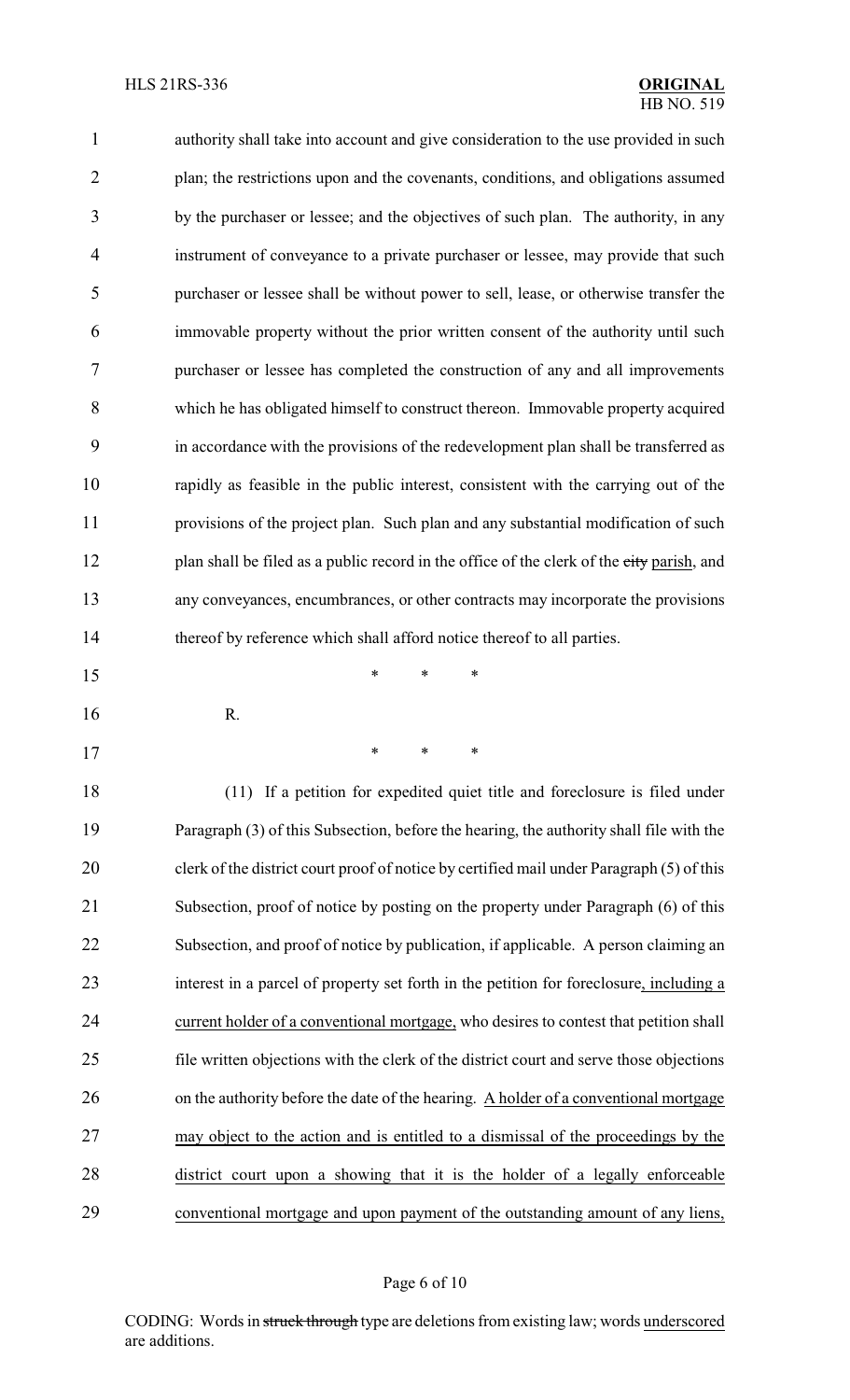authority shall take into account and give consideration to the use provided in such plan; the restrictions upon and the covenants, conditions, and obligations assumed by the purchaser or lessee; and the objectives of such plan. The authority, in any instrument of conveyance to a private purchaser or lessee, may provide that such purchaser or lessee shall be without power to sell, lease, or otherwise transfer the immovable property without the prior written consent of the authority until such purchaser or lessee has completed the construction of any and all improvements which he has obligated himself to construct thereon. Immovable property acquired in accordance with the provisions of the redevelopment plan shall be transferred as rapidly as feasible in the public interest, consistent with the carrying out of the provisions of the project plan. Such plan and any substantial modification of such plan shall be filed as a public record in the office of the clerk of the ~~city~~ parish, and any conveyances, encumbrances, or other contracts may incorporate the provisions thereof by reference which shall afford notice thereof to all parties.

\* \* \*

R.

\* \* \*

(11) If a petition for expedited quiet title and foreclosure is filed under Paragraph (3) of this Subsection, before the hearing, the authority shall file with the clerk of the district court proof of notice by certified mail under Paragraph (5) of this Subsection, proof of notice by posting on the property under Paragraph (6) of this Subsection, and proof of notice by publication, if applicable. A person claiming an interest in a parcel of property set forth in the petition for foreclosure, including a current holder of a conventional mortgage, who desires to contest that petition shall file written objections with the clerk of the district court and serve those objections on the authority before the date of the hearing. A holder of a conventional mortgage may object to the action and is entitled to a dismissal of the proceedings by the district court upon a showing that it is the holder of a legally enforceable conventional mortgage and upon payment of the outstanding amount of any liens,

CODING: Words in ~~struck through~~ type are deletions from existing law; words underscored are additions.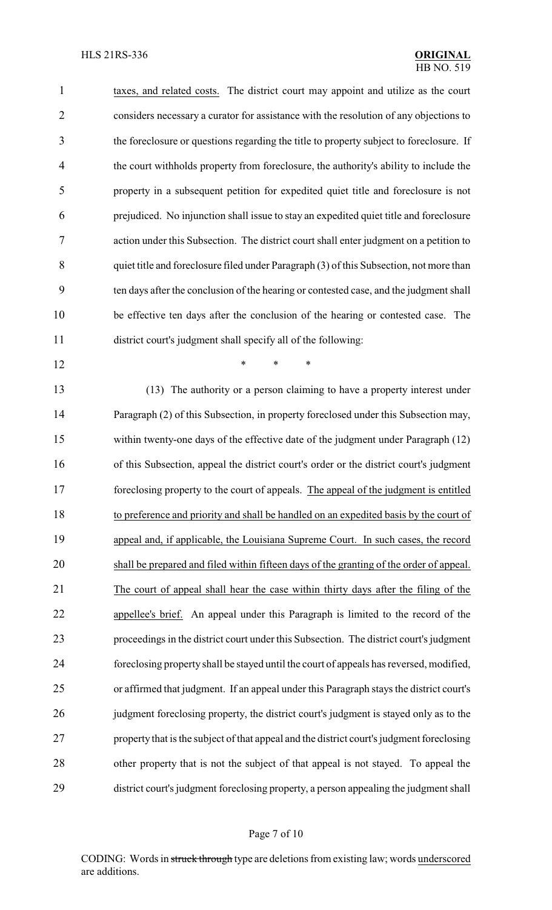taxes, and related costs. The district court may appoint and utilize as the court considers necessary a curator for assistance with the resolution of any objections to the foreclosure or questions regarding the title to property subject to foreclosure. If the court withholds property from foreclosure, the authority's ability to include the property in a subsequent petition for expedited quiet title and foreclosure is not prejudiced. No injunction shall issue to stay an expedited quiet title and foreclosure action under this Subsection. The district court shall enter judgment on a petition to quiet title and foreclosure filed under Paragraph (3) of this Subsection, not more than ten days after the conclusion of the hearing or contested case, and the judgment shall be effective ten days after the conclusion of the hearing or contested case. The district court's judgment shall specify all of the following:

\* \* \*

(13) The authority or a person claiming to have a property interest under Paragraph (2) of this Subsection, in property foreclosed under this Subsection may, within twenty-one days of the effective date of the judgment under Paragraph (12) of this Subsection, appeal the district court's order or the district court's judgment foreclosing property to the court of appeals. <u>The appeal of the judgment is entitled to preference and priority and shall be handled on an expedited basis by the court of appeal and, if applicable, the Louisiana Supreme Court. In such cases, the record shall be prepared and filed within fifteen days of the granting of the order of appeal. The court of appeal shall hear the case within thirty days after the filing of the appellee's brief.</u> An appeal under this Paragraph is limited to the record of the proceedings in the district court under this Subsection. The district court's judgment foreclosing property shall be stayed until the court of appeals has reversed, modified, or affirmed that judgment. If an appeal under this Paragraph stays the district court's judgment foreclosing property, the district court's judgment is stayed only as to the property that is the subject of that appeal and the district court's judgment foreclosing other property that is not the subject of that appeal is not stayed. To appeal the district court's judgment foreclosing property, a person appealing the judgment shall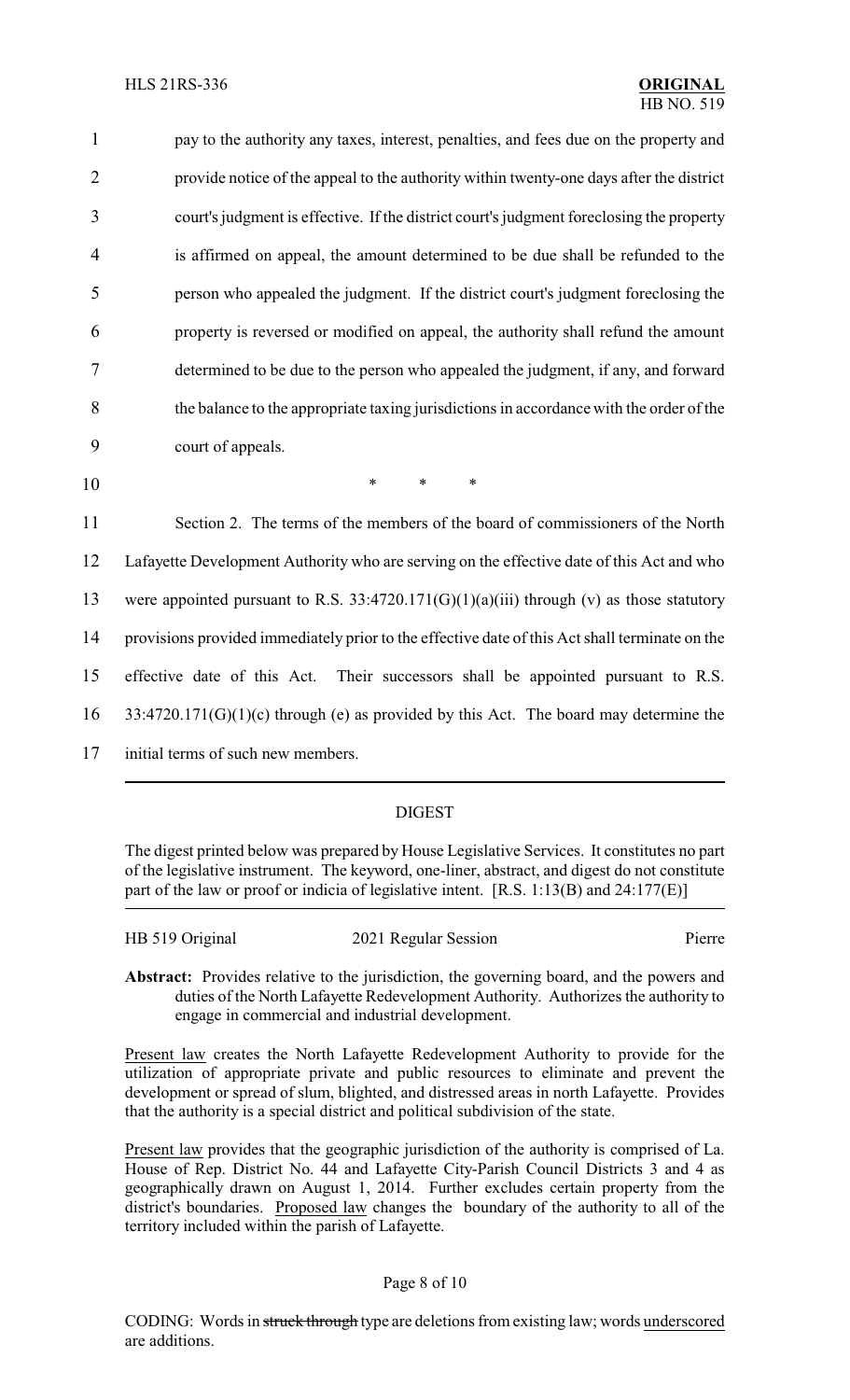pay to the authority any taxes, interest, penalties, and fees due on the property and provide notice of the appeal to the authority within twenty-one days after the district court's judgment is effective. If the district court's judgment foreclosing the property is affirmed on appeal, the amount determined to be due shall be refunded to the person who appealed the judgment. If the district court's judgment foreclosing the property is reversed or modified on appeal, the authority shall refund the amount determined to be due to the person who appealed the judgment, if any, and forward the balance to the appropriate taxing jurisdictions in accordance with the order of the court of appeals.

\* \* \*

Section 2. The terms of the members of the board of commissioners of the North Lafayette Development Authority who are serving on the effective date of this Act and who were appointed pursuant to R.S. 33:4720.171(G)(1)(a)(iii) through (v) as those statutory provisions provided immediately prior to the effective date of this Act shall terminate on the effective date of this Act. Their successors shall be appointed pursuant to R.S. 33:4720.171(G)(1)(c) through (e) as provided by this Act. The board may determine the initial terms of such new members.

## DIGEST

The digest printed below was prepared by House Legislative Services. It constitutes no part of the legislative instrument. The keyword, one-liner, abstract, and digest do not constitute part of the law or proof or indicia of legislative intent. [R.S. 1:13(B) and 24:177(E)]

HB 519 Original | 2021 Regular Session | Pierre

**Abstract:** Provides relative to the jurisdiction, the governing board, and the powers and duties of the North Lafayette Redevelopment Authority. Authorizes the authority to engage in commercial and industrial development.

Present law creates the North Lafayette Redevelopment Authority to provide for the utilization of appropriate private and public resources to eliminate and prevent the development or spread of slum, blighted, and distressed areas in north Lafayette. Provides that the authority is a special district and political subdivision of the state.

Present law provides that the geographic jurisdiction of the authority is comprised of La. House of Rep. District No. 44 and Lafayette City-Parish Council Districts 3 and 4 as geographically drawn on August 1, 2014. Further excludes certain property from the district's boundaries. Proposed law changes the boundary of the authority to all of the territory included within the parish of Lafayette.

CODING: Words in ~~struck through~~ type are deletions from existing law; words underscored are additions.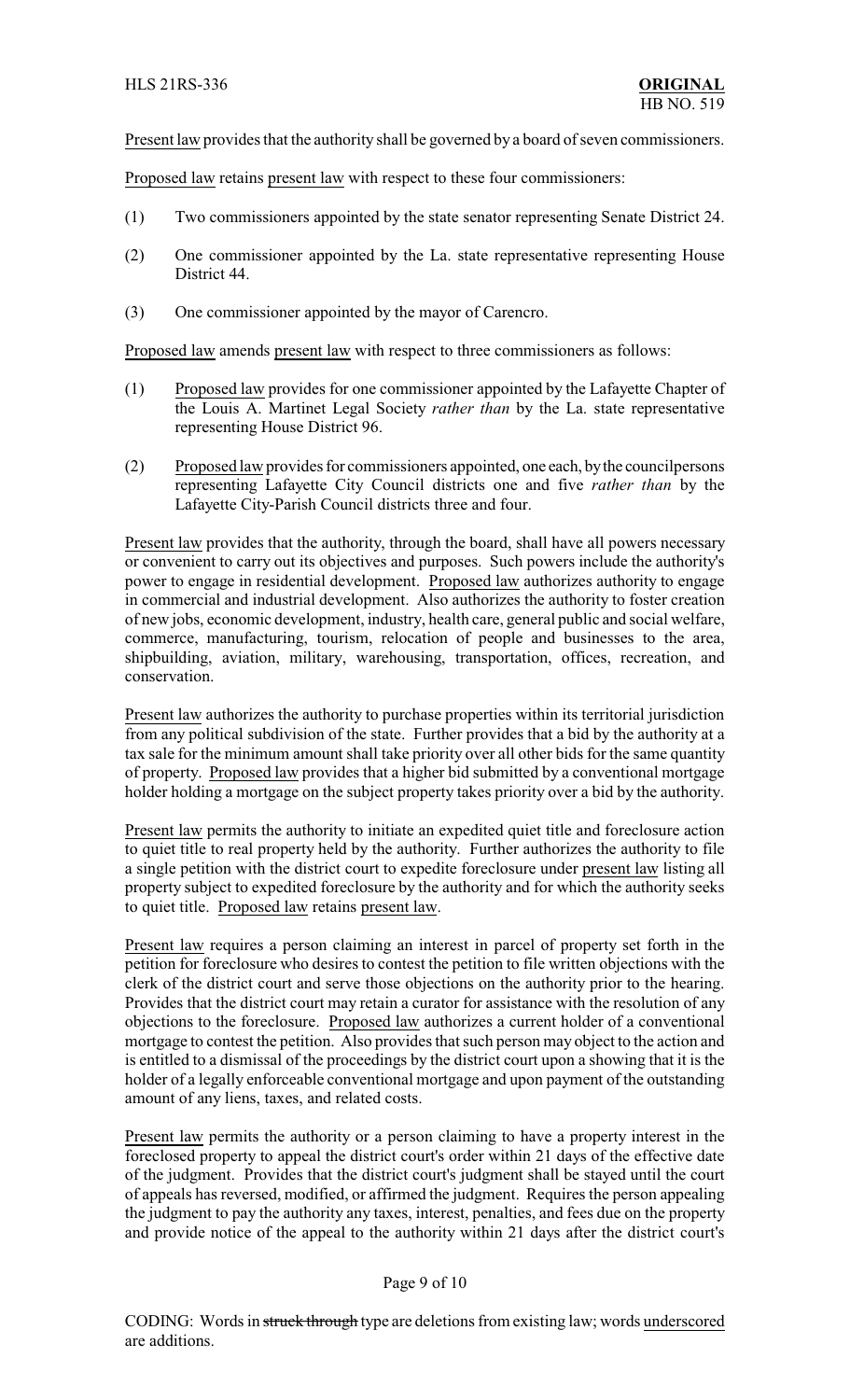Present law provides that the authority shall be governed by a board of seven commissioners.

Proposed law retains present law with respect to these four commissioners:

(1) Two commissioners appointed by the state senator representing Senate District 24.

(2) One commissioner appointed by the La. state representative representing House District 44.

(3) One commissioner appointed by the mayor of Carencro.

Proposed law amends present law with respect to three commissioners as follows:

(1) Proposed law provides for one commissioner appointed by the Lafayette Chapter of the Louis A. Martinet Legal Society *rather than* by the La. state representative representing House District 96.

(2) Proposed law provides for commissioners appointed, one each, by the councilpersons representing Lafayette City Council districts one and five *rather than* by the Lafayette City-Parish Council districts three and four.

Present law provides that the authority, through the board, shall have all powers necessary or convenient to carry out its objectives and purposes. Such powers include the authority's power to engage in residential development. Proposed law authorizes authority to engage in commercial and industrial development. Also authorizes the authority to foster creation of new jobs, economic development, industry, health care, general public and social welfare, commerce, manufacturing, tourism, relocation of people and businesses to the area, shipbuilding, aviation, military, warehousing, transportation, offices, recreation, and conservation.

Present law authorizes the authority to purchase properties within its territorial jurisdiction from any political subdivision of the state. Further provides that a bid by the authority at a tax sale for the minimum amount shall take priority over all other bids for the same quantity of property. Proposed law provides that a higher bid submitted by a conventional mortgage holder holding a mortgage on the subject property takes priority over a bid by the authority.

Present law permits the authority to initiate an expedited quiet title and foreclosure action to quiet title to real property held by the authority. Further authorizes the authority to file a single petition with the district court to expedite foreclosure under present law listing all property subject to expedited foreclosure by the authority and for which the authority seeks to quiet title. Proposed law retains present law.

Present law requires a person claiming an interest in parcel of property set forth in the petition for foreclosure who desires to contest the petition to file written objections with the clerk of the district court and serve those objections on the authority prior to the hearing. Provides that the district court may retain a curator for assistance with the resolution of any objections to the foreclosure. Proposed law authorizes a current holder of a conventional mortgage to contest the petition. Also provides that such person may object to the action and is entitled to a dismissal of the proceedings by the district court upon a showing that it is the holder of a legally enforceable conventional mortgage and upon payment of the outstanding amount of any liens, taxes, and related costs.

Present law permits the authority or a person claiming to have a property interest in the foreclosed property to appeal the district court's order within 21 days of the effective date of the judgment. Provides that the district court's judgment shall be stayed until the court of appeals has reversed, modified, or affirmed the judgment. Requires the person appealing the judgment to pay the authority any taxes, interest, penalties, and fees due on the property and provide notice of the appeal to the authority within 21 days after the district court's

CODING: Words in ~~struck through~~ type are deletions from existing law; words underscored are additions.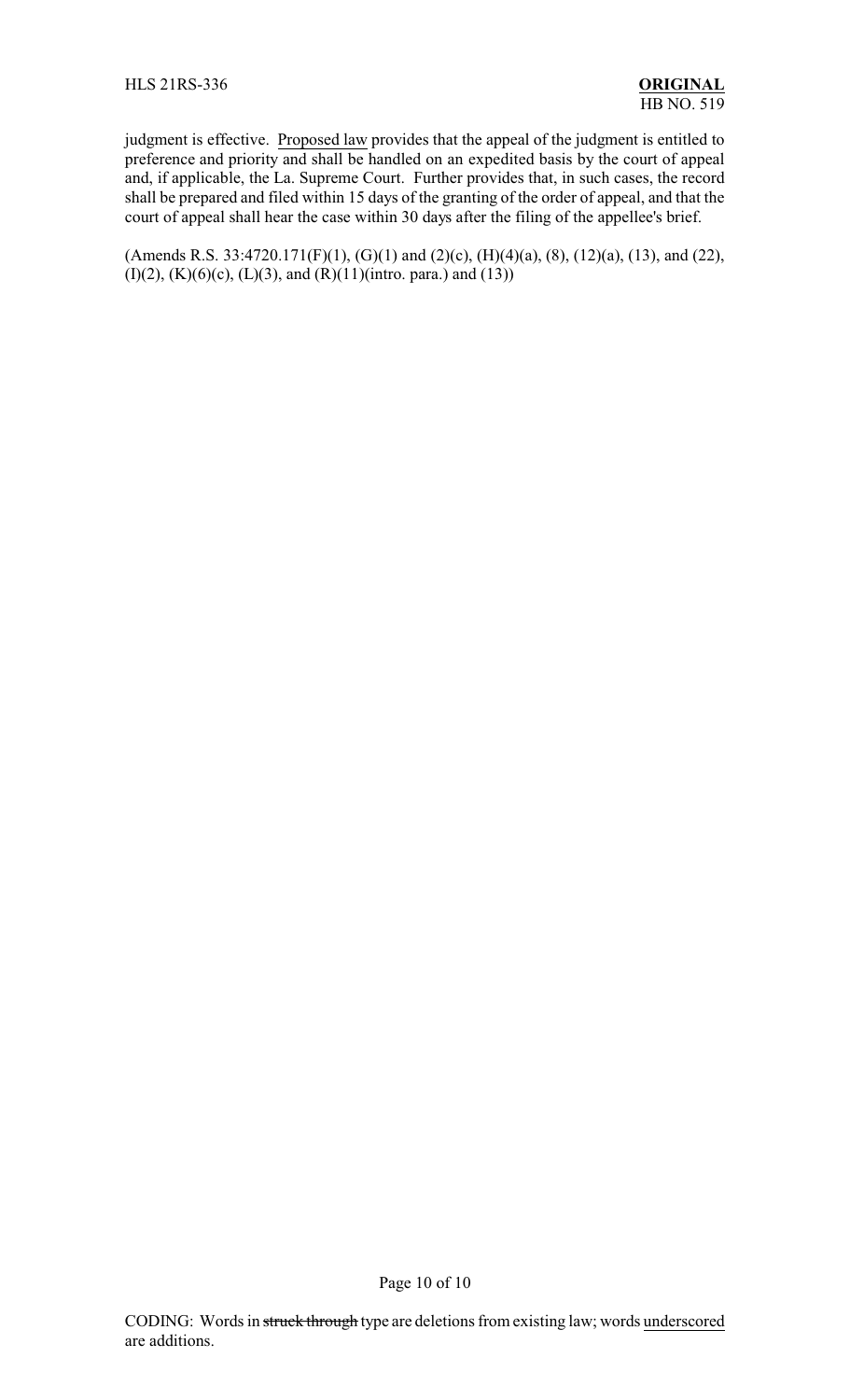judgment is effective. Proposed law provides that the appeal of the judgment is entitled to preference and priority and shall be handled on an expedited basis by the court of appeal and, if applicable, the La. Supreme Court. Further provides that, in such cases, the record shall be prepared and filed within 15 days of the granting of the order of appeal, and that the court of appeal shall hear the case within 30 days after the filing of the appellee's brief.

(Amends R.S. 33:4720.171(F)(1), (G)(1) and (2)(c), (H)(4)(a), (8), (12)(a), (13), and (22), (I)(2), (K)(6)(c), (L)(3), and (R)(11)(intro. para.) and (13))

CODING: Words in ~~struck through~~ type are deletions from existing law; words underscored are additions.